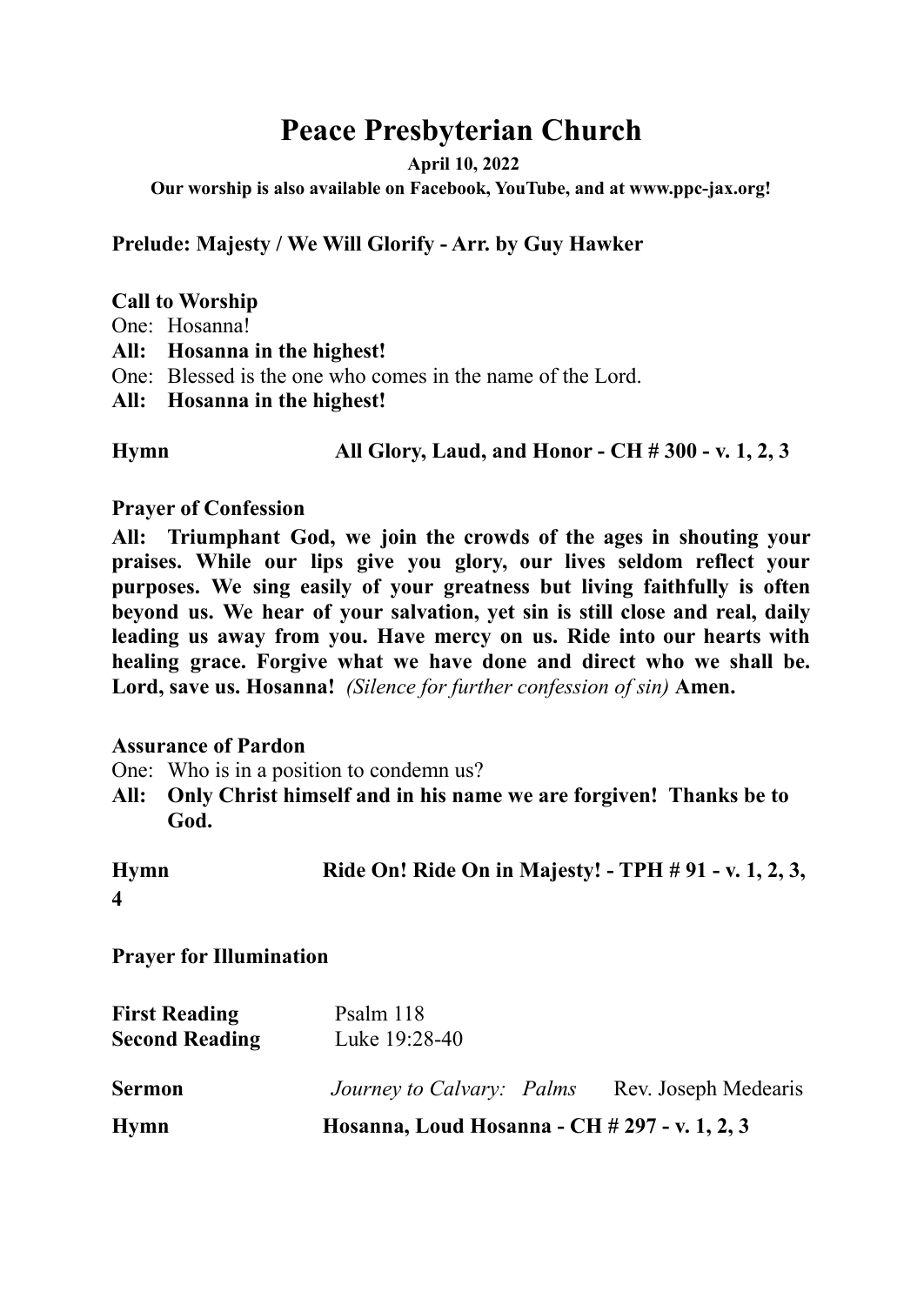# Peace Presbyterian Church

**April 10, 2022**

**Our worship is also available on Facebook, YouTube, and at www.ppc-jax.org!**

**Prelude: Majesty / We Will Glorify - Arr. by Guy Hawker**

**Call to Worship**

One: Hosanna!

**All: Hosanna in the highest!**

One: Blessed is the one who comes in the name of the Lord.

**All: Hosanna in the highest!**

**Hymn** **All Glory, Laud, and Honor - CH # 300 - v. 1, 2, 3**

**Prayer of Confession**

**All: Triumphant God, we join the crowds of the ages in shouting your praises. While our lips give you glory, our lives seldom reflect your purposes. We sing easily of your greatness but living faithfully is often beyond us. We hear of your salvation, yet sin is still close and real, daily leading us away from you. Have mercy on us. Ride into our hearts with healing grace. Forgive what we have done and direct who we shall be. Lord, save us. Hosanna!** *(Silence for further confession of sin)* **Amen.**

**Assurance of Pardon**

One: Who is in a position to condemn us?

**All: Only Christ himself and in his name we are forgiven! Thanks be to God.**

**Hymn** **Ride On! Ride On in Majesty! - TPH # 91 - v. 1, 2, 3, 4**

**Prayer for Illumination**

**First Reading** Psalm 118

**Second Reading** Luke 19:28-40

**Sermon** *Journey to Calvary: Palms* Rev. Joseph Medearis

**Hymn** **Hosanna, Loud Hosanna - CH # 297 - v. 1, 2, 3**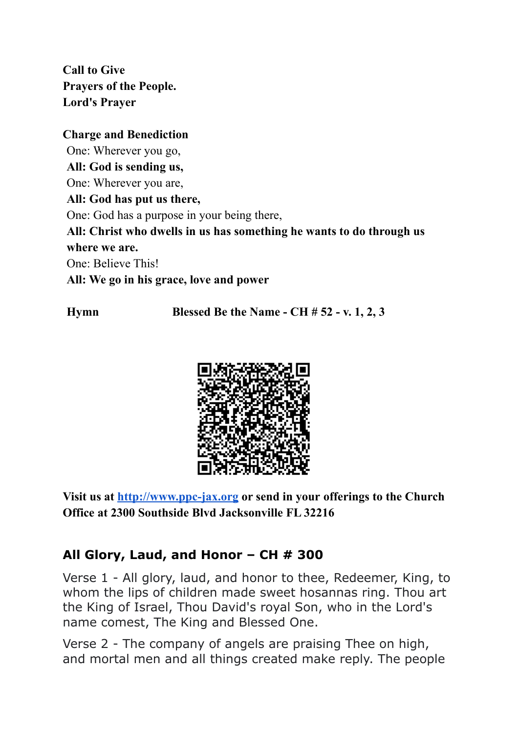**Call to Give**
**Prayers of the People.**
**Lord's Prayer**

**Charge and Benediction**
One: Wherever you go,
**All: God is sending us,**
One: Wherever you are,
**All: God has put us there,**
One: God has a purpose in your being there,
**All: Christ who dwells in us has something he wants to do through us where we are.**
One: Believe This!
**All: We go in his grace, love and power**

**Hymn** **Blessed Be the Name - CH # 52 - v. 1, 2, 3**

**Visit us at [http://www.ppc-jax.org](http://www.ppc-jax.org) or send in your offerings to the Church Office at 2300 Southside Blvd Jacksonville FL 32216**

## All Glory, Laud, and Honor – CH # 300

Verse 1 - All glory, laud, and honor to thee, Redeemer, King, to whom the lips of children made sweet hosannas ring. Thou art the King of Israel, Thou David's royal Son, who in the Lord's name comest, The King and Blessed One.

Verse 2 - The company of angels are praising Thee on high, and mortal men and all things created make reply. The people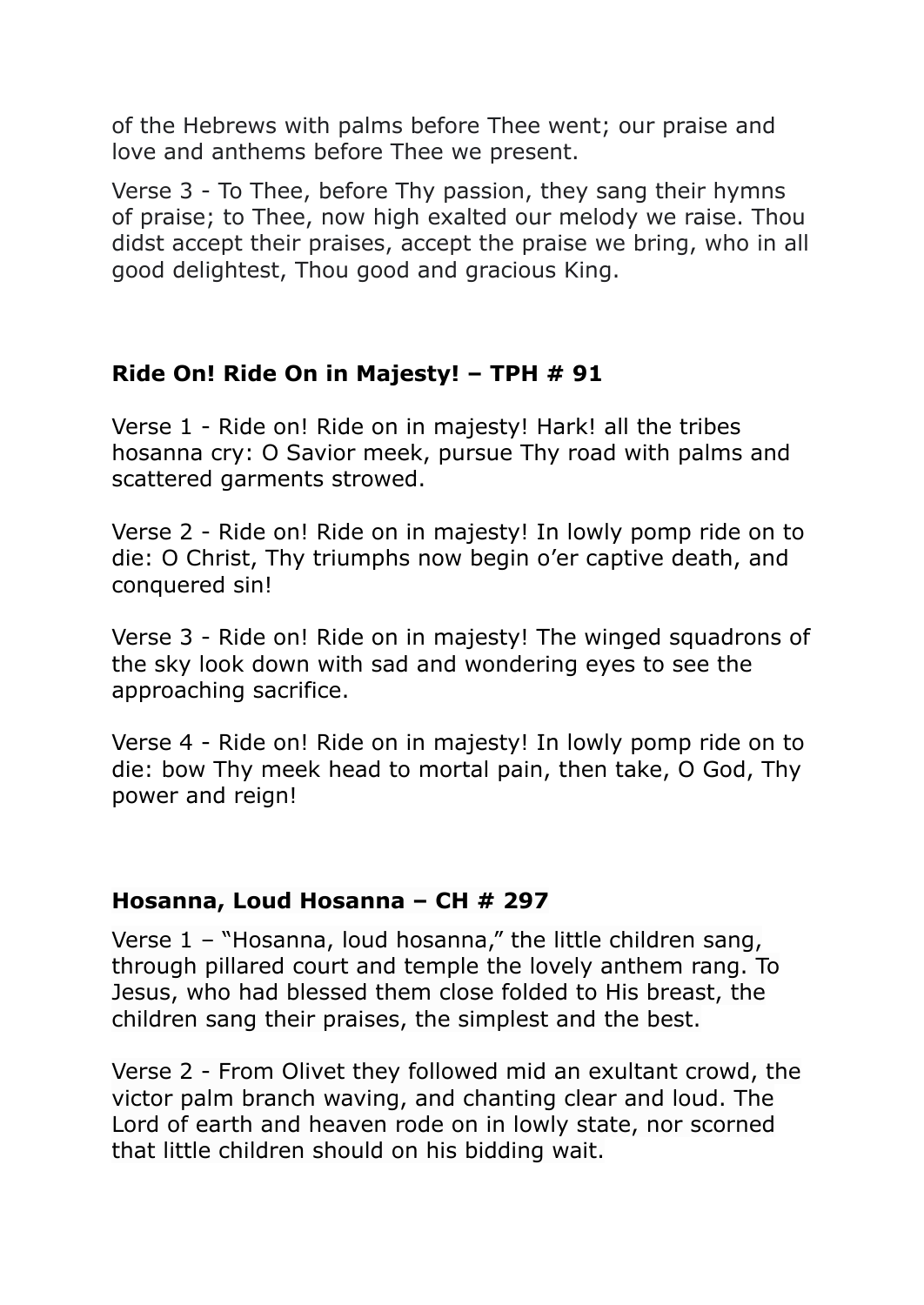of the Hebrews with palms before Thee went; our praise and love and anthems before Thee we present.

Verse 3 - To Thee, before Thy passion, they sang their hymns of praise; to Thee, now high exalted our melody we raise. Thou didst accept their praises, accept the praise we bring, who in all good delightest, Thou good and gracious King.

**Ride On! Ride On in Majesty! – TPH # 91**

Verse 1 - Ride on! Ride on in majesty! Hark! all the tribes hosanna cry: O Savior meek, pursue Thy road with palms and scattered garments strowed.

Verse 2 - Ride on! Ride on in majesty! In lowly pomp ride on to die: O Christ, Thy triumphs now begin o'er captive death, and conquered sin!

Verse 3 - Ride on! Ride on in majesty! The winged squadrons of the sky look down with sad and wondering eyes to see the approaching sacrifice.

Verse 4 - Ride on! Ride on in majesty! In lowly pomp ride on to die: bow Thy meek head to mortal pain, then take, O God, Thy power and reign!

**Hosanna, Loud Hosanna – CH # 297**

Verse 1 – "Hosanna, loud hosanna," the little children sang, through pillared court and temple the lovely anthem rang. To Jesus, who had blessed them close folded to His breast, the children sang their praises, the simplest and the best.

Verse 2 - From Olivet they followed mid an exultant crowd, the victor palm branch waving, and chanting clear and loud. The Lord of earth and heaven rode on in lowly state, nor scorned that little children should on his bidding wait.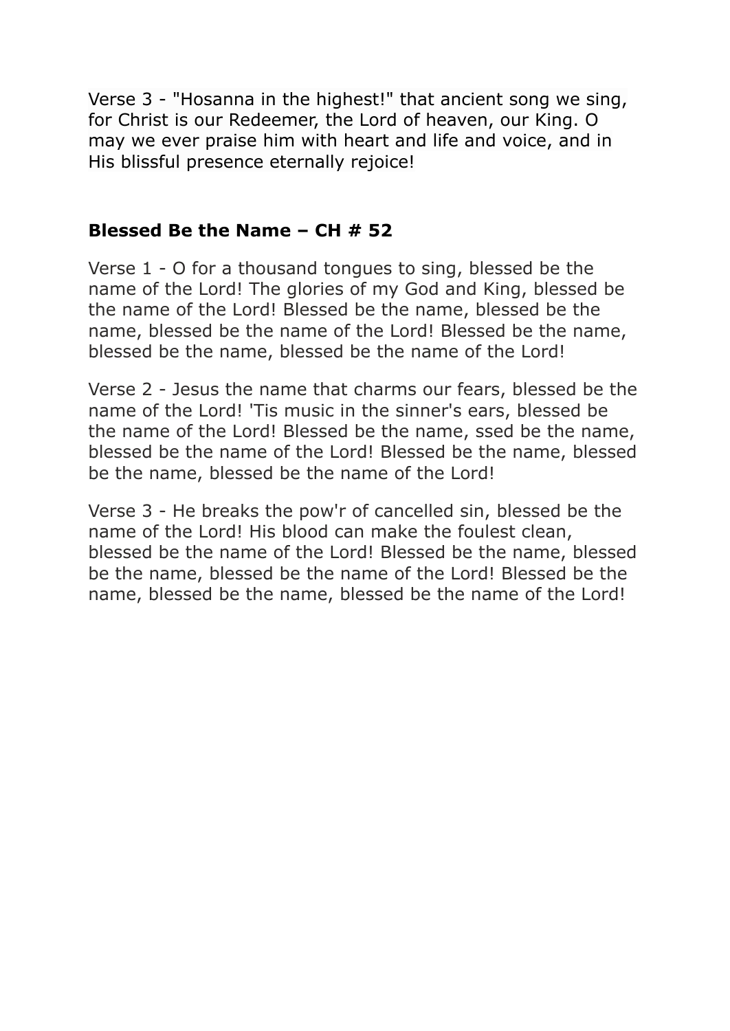Verse 3 - "Hosanna in the highest!" that ancient song we sing, for Christ is our Redeemer, the Lord of heaven, our King. O may we ever praise him with heart and life and voice, and in His blissful presence eternally rejoice!

**Blessed Be the Name – CH # 52**

Verse 1 - O for a thousand tongues to sing, blessed be the name of the Lord! The glories of my God and King, blessed be the name of the Lord! Blessed be the name, blessed be the name, blessed be the name of the Lord! Blessed be the name, blessed be the name, blessed be the name of the Lord!

Verse 2 - Jesus the name that charms our fears, blessed be the name of the Lord! 'Tis music in the sinner's ears, blessed be the name of the Lord! Blessed be the name, ssed be the name, blessed be the name of the Lord! Blessed be the name, blessed be the name, blessed be the name of the Lord!

Verse 3 - He breaks the pow'r of cancelled sin, blessed be the name of the Lord! His blood can make the foulest clean, blessed be the name of the Lord! Blessed be the name, blessed be the name, blessed be the name of the Lord! Blessed be the name, blessed be the name, blessed be the name of the Lord!